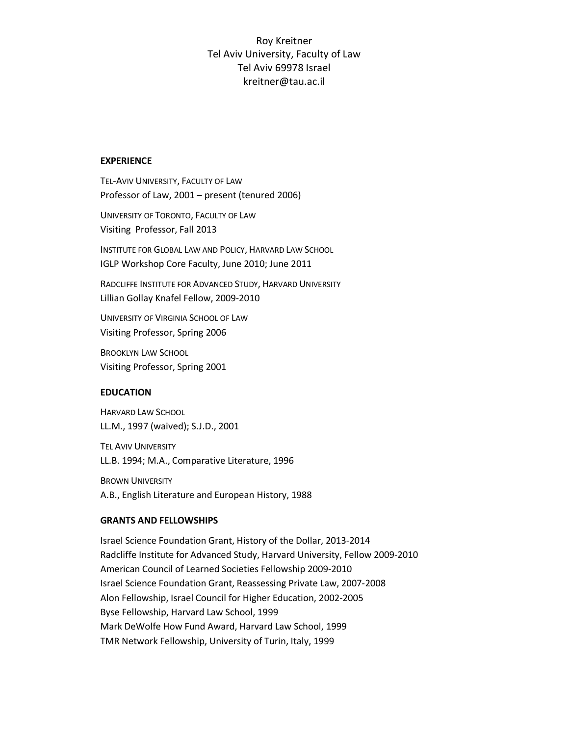Roy Kreitner
Tel Aviv University, Faculty of Law
Tel Aviv 69978 Israel
kreitner@tau.ac.il

## EXPERIENCE

TEL-AVIV UNIVERSITY, FACULTY OF LAW
Professor of Law, 2001 – present (tenured 2006)

UNIVERSITY OF TORONTO, FACULTY OF LAW
Visiting Professor, Fall 2013

INSTITUTE FOR GLOBAL LAW AND POLICY, HARVARD LAW SCHOOL
IGLP Workshop Core Faculty, June 2010; June 2011

RADCLIFFE INSTITUTE FOR ADVANCED STUDY, HARVARD UNIVERSITY
Lillian Gollay Knafel Fellow, 2009-2010

UNIVERSITY OF VIRGINIA SCHOOL OF LAW
Visiting Professor, Spring 2006

BROOKLYN LAW SCHOOL
Visiting Professor, Spring 2001

## EDUCATION

HARVARD LAW SCHOOL
LL.M., 1997 (waived); S.J.D., 2001

TEL AVIV UNIVERSITY
LL.B. 1994; M.A., Comparative Literature, 1996

BROWN UNIVERSITY
A.B., English Literature and European History, 1988

## GRANTS AND FELLOWSHIPS

Israel Science Foundation Grant, History of the Dollar, 2013-2014
Radcliffe Institute for Advanced Study, Harvard University, Fellow 2009-2010
American Council of Learned Societies Fellowship 2009-2010
Israel Science Foundation Grant, Reassessing Private Law, 2007-2008
Alon Fellowship, Israel Council for Higher Education, 2002-2005
Byse Fellowship, Harvard Law School, 1999
Mark DeWolfe How Fund Award, Harvard Law School, 1999
TMR Network Fellowship, University of Turin, Italy, 1999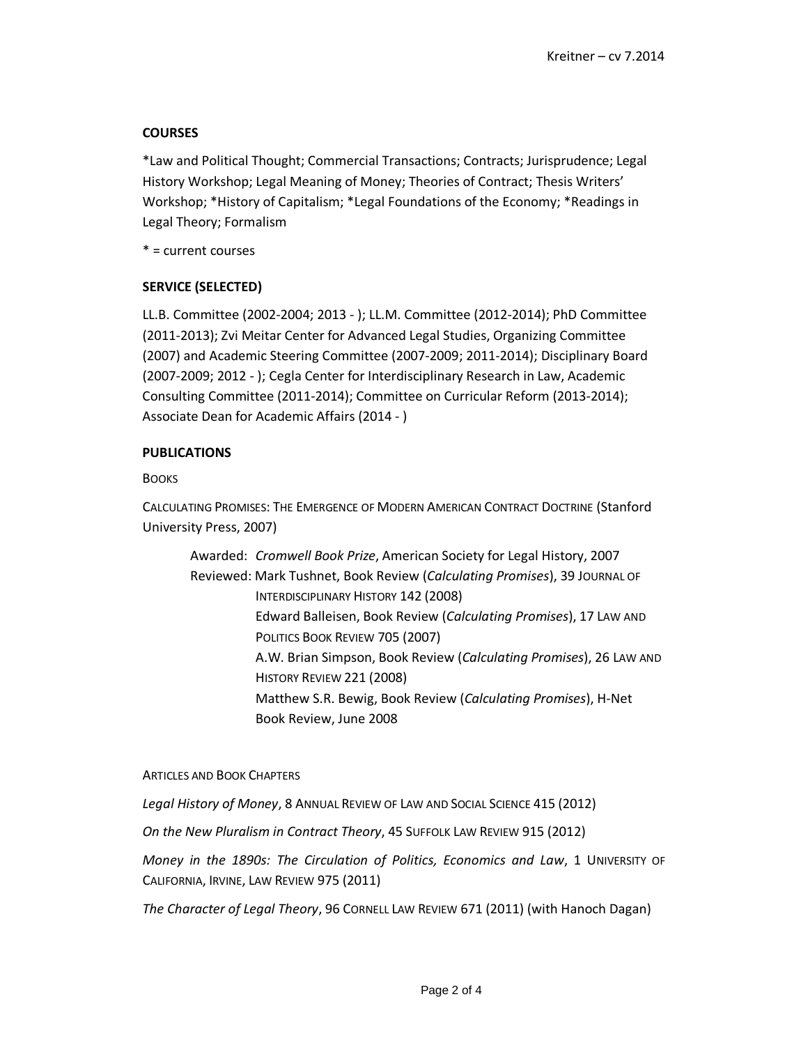## COURSES

*Law and Political Thought; Commercial Transactions; Contracts; Jurisprudence; Legal History Workshop; Legal Meaning of Money; Theories of Contract; Thesis Writers' Workshop; *History of Capitalism; *Legal Foundations of the Economy; *Readings in Legal Theory; Formalism

* = current courses

## SERVICE (SELECTED)

LL.B. Committee (2002-2004; 2013 - ); LL.M. Committee (2012-2014); PhD Committee (2011-2013); Zvi Meitar Center for Advanced Legal Studies, Organizing Committee (2007) and Academic Steering Committee (2007-2009; 2011-2014); Disciplinary Board (2007-2009; 2012 - ); Cegla Center for Interdisciplinary Research in Law, Academic Consulting Committee (2011-2014); Committee on Curricular Reform (2013-2014); Associate Dean for Academic Affairs (2014 - )

## PUBLICATIONS

### BOOKS

CALCULATING PROMISES: THE EMERGENCE OF MODERN AMERICAN CONTRACT DOCTRINE (Stanford University Press, 2007)

> Awarded: *Cromwell Book Prize*, American Society for Legal History, 2007
>
> Reviewed: Mark Tushnet, Book Review (*Calculating Promises*), 39 JOURNAL OF INTERDISCIPLINARY HISTORY 142 (2008)
>
> Edward Balleisen, Book Review (*Calculating Promises*), 17 LAW AND POLITICS BOOK REVIEW 705 (2007)
>
> A.W. Brian Simpson, Book Review (*Calculating Promises*), 26 LAW AND HISTORY REVIEW 221 (2008)
>
> Matthew S.R. Bewig, Book Review (*Calculating Promises*), H-Net Book Review, June 2008

### ARTICLES AND BOOK CHAPTERS

*Legal History of Money*, 8 ANNUAL REVIEW OF LAW AND SOCIAL SCIENCE 415 (2012)

*On the New Pluralism in Contract Theory*, 45 SUFFOLK LAW REVIEW 915 (2012)

*Money in the 1890s: The Circulation of Politics, Economics and Law*, 1 UNIVERSITY OF CALIFORNIA, IRVINE, LAW REVIEW 975 (2011)

*The Character of Legal Theory*, 96 CORNELL LAW REVIEW 671 (2011) (with Hanoch Dagan)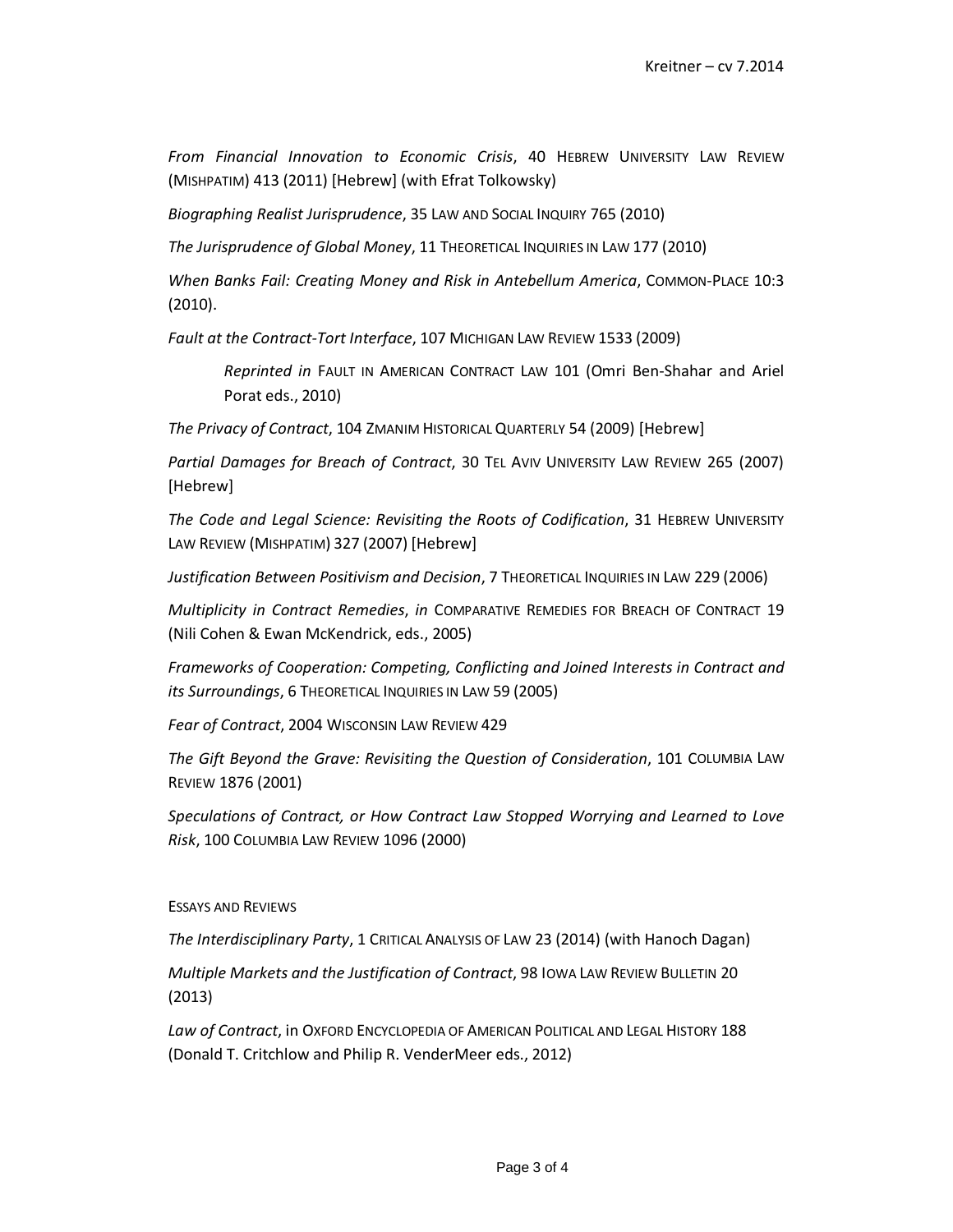*From Financial Innovation to Economic Crisis*, 40 HEBREW UNIVERSITY LAW REVIEW (MISHPATIM) 413 (2011) [Hebrew] (with Efrat Tolkowsky)

*Biographing Realist Jurisprudence*, 35 LAW AND SOCIAL INQUIRY 765 (2010)

*The Jurisprudence of Global Money*, 11 THEORETICAL INQUIRIES IN LAW 177 (2010)

*When Banks Fail: Creating Money and Risk in Antebellum America*, COMMON-PLACE 10:3 (2010).

*Fault at the Contract-Tort Interface*, 107 MICHIGAN LAW REVIEW 1533 (2009)

> *Reprinted in* FAULT IN AMERICAN CONTRACT LAW 101 (Omri Ben-Shahar and Ariel Porat eds., 2010)

*The Privacy of Contract*, 104 ZMANIM HISTORICAL QUARTERLY 54 (2009) [Hebrew]

*Partial Damages for Breach of Contract*, 30 TEL AVIV UNIVERSITY LAW REVIEW 265 (2007) [Hebrew]

*The Code and Legal Science: Revisiting the Roots of Codification*, 31 HEBREW UNIVERSITY LAW REVIEW (MISHPATIM) 327 (2007) [Hebrew]

*Justification Between Positivism and Decision*, 7 THEORETICAL INQUIRIES IN LAW 229 (2006)

*Multiplicity in Contract Remedies*, *in* COMPARATIVE REMEDIES FOR BREACH OF CONTRACT 19 (Nili Cohen & Ewan McKendrick, eds., 2005)

*Frameworks of Cooperation: Competing, Conflicting and Joined Interests in Contract and its Surroundings*, 6 THEORETICAL INQUIRIES IN LAW 59 (2005)

*Fear of Contract*, 2004 WISCONSIN LAW REVIEW 429

*The Gift Beyond the Grave: Revisiting the Question of Consideration*, 101 COLUMBIA LAW REVIEW 1876 (2001)

*Speculations of Contract, or How Contract Law Stopped Worrying and Learned to Love Risk*, 100 COLUMBIA LAW REVIEW 1096 (2000)

ESSAYS AND REVIEWS

*The Interdisciplinary Party*, 1 CRITICAL ANALYSIS OF LAW 23 (2014) (with Hanoch Dagan)

*Multiple Markets and the Justification of Contract*, 98 IOWA LAW REVIEW BULLETIN 20 (2013)

*Law of Contract*, in OXFORD ENCYCLOPEDIA OF AMERICAN POLITICAL AND LEGAL HISTORY 188 (Donald T. Critchlow and Philip R. VenderMeer eds., 2012)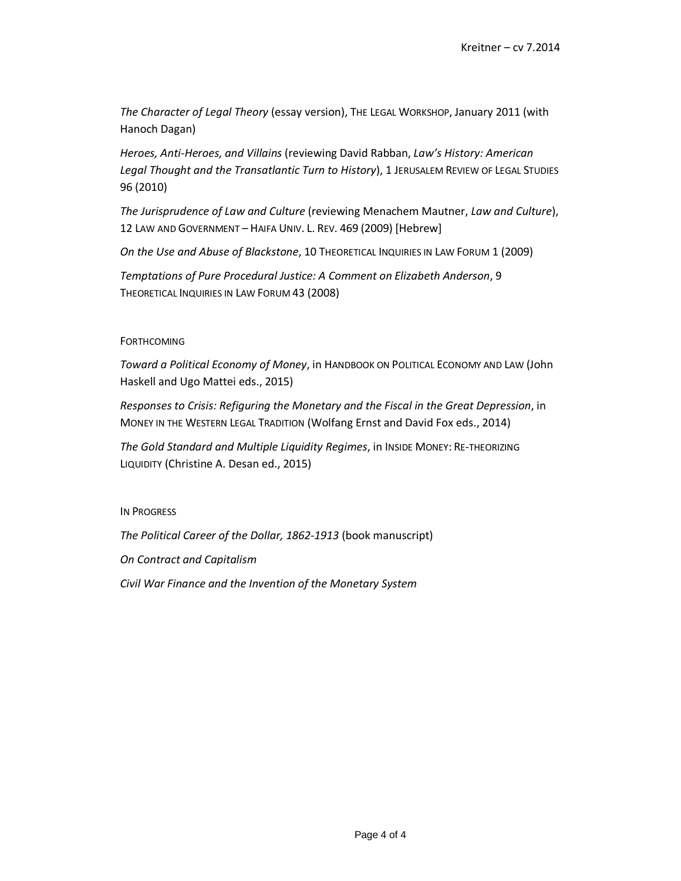*The Character of Legal Theory* (essay version), THE LEGAL WORKSHOP, January 2011 (with Hanoch Dagan)

*Heroes, Anti-Heroes, and Villains* (reviewing David Rabban, *Law's History: American Legal Thought and the Transatlantic Turn to History*), 1 JERUSALEM REVIEW OF LEGAL STUDIES 96 (2010)

*The Jurisprudence of Law and Culture* (reviewing Menachem Mautner, *Law and Culture*), 12 LAW AND GOVERNMENT – HAIFA UNIV. L. REV. 469 (2009) [Hebrew]

*On the Use and Abuse of Blackstone*, 10 THEORETICAL INQUIRIES IN LAW FORUM 1 (2009)

*Temptations of Pure Procedural Justice: A Comment on Elizabeth Anderson*, 9 THEORETICAL INQUIRIES IN LAW FORUM 43 (2008)

FORTHCOMING

*Toward a Political Economy of Money*, in HANDBOOK ON POLITICAL ECONOMY AND LAW (John Haskell and Ugo Mattei eds., 2015)

*Responses to Crisis: Refiguring the Monetary and the Fiscal in the Great Depression*, in MONEY IN THE WESTERN LEGAL TRADITION (Wolfang Ernst and David Fox eds., 2014)

*The Gold Standard and Multiple Liquidity Regimes*, in INSIDE MONEY: RE-THEORIZING LIQUIDITY (Christine A. Desan ed., 2015)

IN PROGRESS

*The Political Career of the Dollar, 1862-1913* (book manuscript)

*On Contract and Capitalism*

*Civil War Finance and the Invention of the Monetary System*